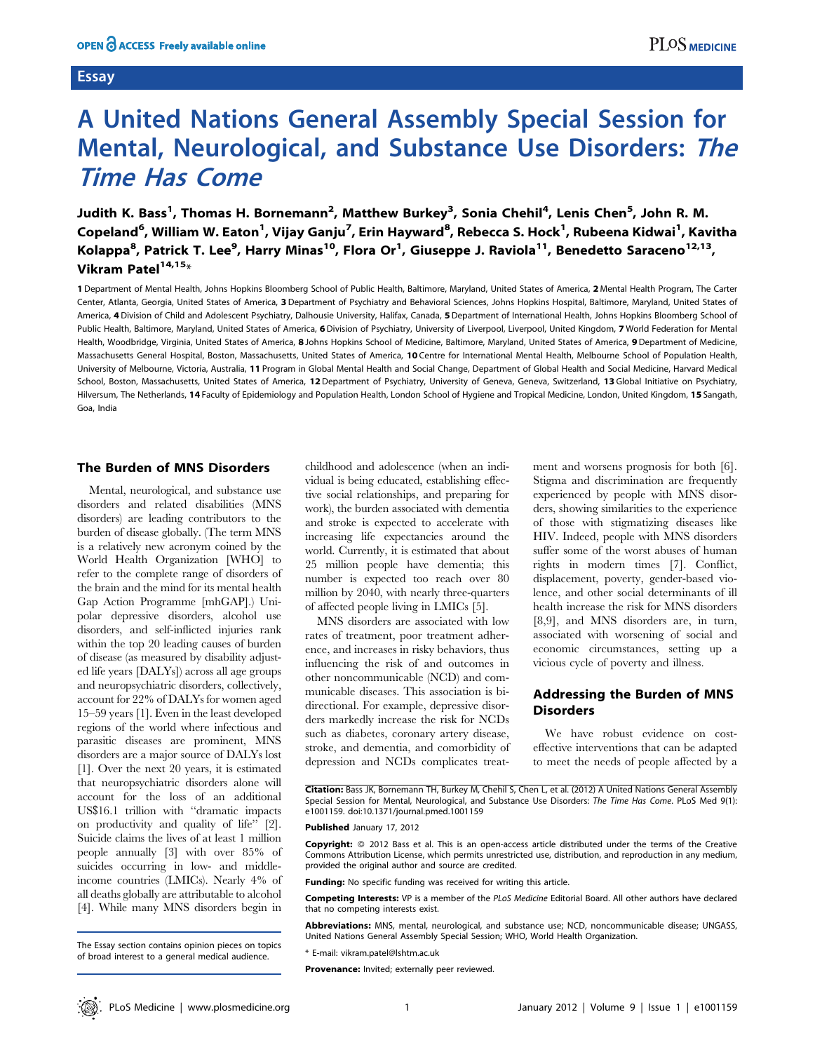Essay

# A United Nations General Assembly Special Session for Mental, Neurological, and Substance Use Disorders: *The Time Has Come*

**Judith K. Bass[1], Thomas H. Bornemann[2], Matthew Burkey[3], Sonia Chehil[4], Lenis Chen[5], John R. M. Copeland[6], William W. Eaton[1], Vijay Ganju[7], Erin Hayward[8], Rebecca S. Hock[1], Rubeena Kidwai[1], Kavitha Kolappa[8], Patrick T. Lee[9], Harry Minas[10], Flora Or[1], Giuseppe J. Raviola[11], Benedetto Saraceno[12,13], Vikram Patel[14,15]***

**1** Department of Mental Health, Johns Hopkins Bloomberg School of Public Health, Baltimore, Maryland, United States of America, **2** Mental Health Program, The Carter Center, Atlanta, Georgia, United States of America, **3** Department of Psychiatry and Behavioral Sciences, Johns Hopkins Hospital, Baltimore, Maryland, United States of America, **4** Division of Child and Adolescent Psychiatry, Dalhousie University, Halifax, Canada, **5** Department of International Health, Johns Hopkins Bloomberg School of Public Health, Baltimore, Maryland, United States of America, **6** Division of Psychiatry, University of Liverpool, Liverpool, United Kingdom, **7** World Federation for Mental Health, Woodbridge, Virginia, United States of America, **8** Johns Hopkins School of Medicine, Baltimore, Maryland, United States of America, **9** Department of Medicine, Massachusetts General Hospital, Boston, Massachusetts, United States of America, **10** Centre for International Mental Health, Melbourne School of Population Health, University of Melbourne, Victoria, Australia, **11** Program in Global Mental Health and Social Change, Department of Global Health and Social Medicine, Harvard Medical School, Boston, Massachusetts, United States of America, **12** Department of Psychiatry, University of Geneva, Geneva, Switzerland, **13** Global Initiative on Psychiatry, Hilversum, The Netherlands, **14** Faculty of Epidemiology and Population Health, London School of Hygiene and Tropical Medicine, London, United Kingdom, **15** Sangath, Goa, India

## The Burden of MNS Disorders

Mental, neurological, and substance use disorders and related disabilities (MNS disorders) are leading contributors to the burden of disease globally. (The term MNS is a relatively new acronym coined by the World Health Organization [WHO] to refer to the complete range of disorders of the brain and the mind for its mental health Gap Action Programme [mhGAP].) Unipolar depressive disorders, alcohol use disorders, and self-inflicted injuries rank within the top 20 leading causes of burden of disease (as measured by disability adjusted life years [DALYs]) across all age groups and neuropsychiatric disorders, collectively, account for 22% of DALYs for women aged 15–59 years [1]. Even in the least developed regions of the world where infectious and parasitic diseases are prominent, MNS disorders are a major source of DALYs lost [1]. Over the next 20 years, it is estimated that neuropsychiatric disorders alone will account for the loss of an additional US$16.1 trillion with "dramatic impacts on productivity and quality of life" [2]. Suicide claims the lives of at least 1 million people annually [3] with over 85% of suicides occurring in low- and middle-income countries (LMICs). Nearly 4% of all deaths globally are attributable to alcohol [4]. While many MNS disorders begin in childhood and adolescence (when an individual is being educated, establishing effective social relationships, and preparing for work), the burden associated with dementia and stroke is expected to accelerate with increasing life expectancies around the world. Currently, it is estimated that about 25 million people have dementia; this number is expected too reach over 80 million by 2040, with nearly three-quarters of affected people living in LMICs [5].

MNS disorders are associated with low rates of treatment, poor treatment adherence, and increases in risky behaviors, thus influencing the risk of and outcomes in other noncommunicable (NCD) and communicable diseases. This association is bi-directional. For example, depressive disorders markedly increase the risk for NCDs such as diabetes, coronary artery disease, stroke, and dementia, and comorbidity of depression and NCDs complicates treatment and worsens prognosis for both [6]. Stigma and discrimination are frequently experienced by people with MNS disorders, showing similarities to the experience of those with stigmatizing diseases like HIV. Indeed, people with MNS disorders suffer some of the worst abuses of human rights in modern times [7]. Conflict, displacement, poverty, gender-based violence, and other social determinants of ill health increase the risk for MNS disorders [8,9], and MNS disorders are, in turn, associated with worsening of social and economic circumstances, setting up a vicious cycle of poverty and illness.

## Addressing the Burden of MNS Disorders

We have robust evidence on cost-effective interventions that can be adapted to meet the needs of people affected by a

The Essay section contains opinion pieces on topics of broad interest to a general medical audience.

**Citation:** Bass JK, Bornemann TH, Burkey M, Chehil S, Chen L, et al. (2012) A United Nations General Assembly Special Session for Mental, Neurological, and Substance Use Disorders: *The Time Has Come*. PLoS Med 9(1): e1001159. doi:10.1371/journal.pmed.1001159

**Published** January 17, 2012

**Copyright:** © 2012 Bass et al. This is an open-access article distributed under the terms of the Creative Commons Attribution License, which permits unrestricted use, distribution, and reproduction in any medium, provided the original author and source are credited.

**Funding:** No specific funding was received for writing this article.

**Competing Interests:** VP is a member of the *PLoS Medicine* Editorial Board. All other authors have declared that no competing interests exist.

**Abbreviations:** MNS, mental, neurological, and substance use; NCD, noncommunicable disease; UNGASS, United Nations General Assembly Special Session; WHO, World Health Organization.

* E-mail: vikram.patel@lshtm.ac.uk

**Provenance:** Invited; externally peer reviewed.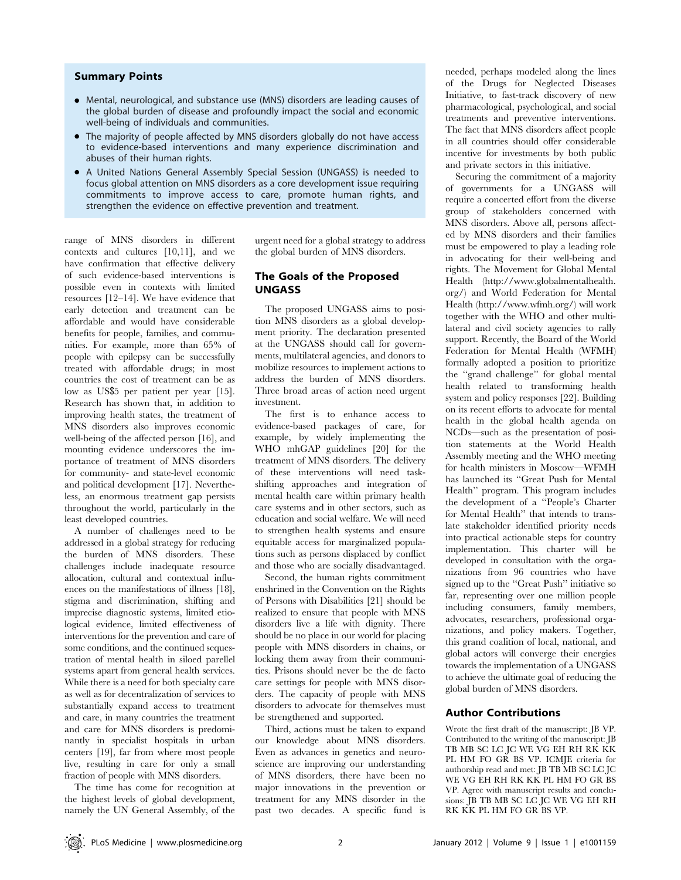## Summary Points

- Mental, neurological, and substance use (MNS) disorders are leading causes of the global burden of disease and profoundly impact the social and economic well-being of individuals and communities.
- The majority of people affected by MNS disorders globally do not have access to evidence-based interventions and many experience discrimination and abuses of their human rights.
- A United Nations General Assembly Special Session (UNGASS) is needed to focus global attention on MNS disorders as a core development issue requiring commitments to improve access to care, promote human rights, and strengthen the evidence on effective prevention and treatment.

range of MNS disorders in different contexts and cultures [10,11], and we have confirmation that effective delivery of such evidence-based interventions is possible even in contexts with limited resources [12–14]. We have evidence that early detection and treatment can be affordable and would have considerable benefits for people, families, and communities. For example, more than 65% of people with epilepsy can be successfully treated with affordable drugs; in most countries the cost of treatment can be as low as US$5 per patient per year [15]. Research has shown that, in addition to improving health states, the treatment of MNS disorders also improves economic well-being of the affected person [16], and mounting evidence underscores the importance of treatment of MNS disorders for community- and state-level economic and political development [17]. Nevertheless, an enormous treatment gap persists throughout the world, particularly in the least developed countries.

A number of challenges need to be addressed in a global strategy for reducing the burden of MNS disorders. These challenges include inadequate resource allocation, cultural and contextual influences on the manifestations of illness [18], stigma and discrimination, shifting and imprecise diagnostic systems, limited etiological evidence, limited effectiveness of interventions for the prevention and care of some conditions, and the continued sequestration of mental health in siloed parellel systems apart from general health services. While there is a need for both specialty care as well as for decentralization of services to substantially expand access to treatment and care, in many countries the treatment and care for MNS disorders is predominantly in specialist hospitals in urban centers [19], far from where most people live, resulting in care for only a small fraction of people with MNS disorders.

The time has come for recognition at the highest levels of global development, namely the UN General Assembly, of the urgent need for a global strategy to address the global burden of MNS disorders.

## The Goals of the Proposed UNGASS

The proposed UNGASS aims to position MNS disorders as a global development priority. The declaration presented at the UNGASS should call for governments, multilateral agencies, and donors to mobilize resources to implement actions to address the burden of MNS disorders. Three broad areas of action need urgent investment.

The first is to enhance access to evidence-based packages of care, for example, by widely implementing the WHO mhGAP guidelines [20] for the treatment of MNS disorders. The delivery of these interventions will need task-shifting approaches and integration of mental health care within primary health care systems and in other sectors, such as education and social welfare. We will need to strengthen health systems and ensure equitable access for marginalized populations such as persons displaced by conflict and those who are socially disadvantaged.

Second, the human rights commitment enshrined in the Convention on the Rights of Persons with Disabilities [21] should be realized to ensure that people with MNS disorders live a life with dignity. There should be no place in our world for placing people with MNS disorders in chains, or locking them away from their communities. Prisons should never be the de facto care settings for people with MNS disorders. The capacity of people with MNS disorders to advocate for themselves must be strengthened and supported.

Third, actions must be taken to expand our knowledge about MNS disorders. Even as advances in genetics and neuroscience are improving our understanding of MNS disorders, there have been no major innovations in the prevention or treatment for any MNS disorder in the past two decades. A specific fund is needed, perhaps modeled along the lines of the Drugs for Neglected Diseases Initiative, to fast-track discovery of new pharmacological, psychological, and social treatments and preventive interventions. The fact that MNS disorders affect people in all countries should offer considerable incentive for investments by both public and private sectors in this initiative.

Securing the commitment of a majority of governments for a UNGASS will require a concerted effort from the diverse group of stakeholders concerned with MNS disorders. Above all, persons affected by MNS disorders and their families must be empowered to play a leading role in advocating for their well-being and rights. The Movement for Global Mental Health (http://www.globalmentalhealth.org/) and World Federation for Mental Health (http://www.wfmh.org/) will work together with the WHO and other multilateral and civil society agencies to rally support. Recently, the Board of the World Federation for Mental Health (WFMH) formally adopted a position to prioritize the "grand challenge" for global mental health related to transforming health system and policy responses [22]. Building on its recent efforts to advocate for mental health in the global health agenda on NCDs—such as the presentation of position statements at the World Health Assembly meeting and the WHO meeting for health ministers in Moscow—WFMH has launched its "Great Push for Mental Health" program. This program includes the development of a "People's Charter for Mental Health" that intends to translate stakeholder identified priority needs into practical actionable steps for country implementation. This charter will be developed in consultation with the organizations from 96 countries who have signed up to the "Great Push" initiative so far, representing over one million people including consumers, family members, advocates, researchers, professional organizations, and policy makers. Together, this grand coalition of local, national, and global actors will converge their energies towards the implementation of a UNGASS to achieve the ultimate goal of reducing the global burden of MNS disorders.

## Author Contributions

Wrote the first draft of the manuscript: JB VP. Contributed to the writing of the manuscript: JB TB MB SC LC JC WE VG EH RH RK KK PL HM FO GR BS VP. ICMJE criteria for authorship read and met: JB TB MB SC LC JC WE VG EH RH RK KK PL HM FO GR BS VP. Agree with manuscript results and conclusions: JB TB MB SC LC JC WE VG EH RH RK KK PL HM FO GR BS VP.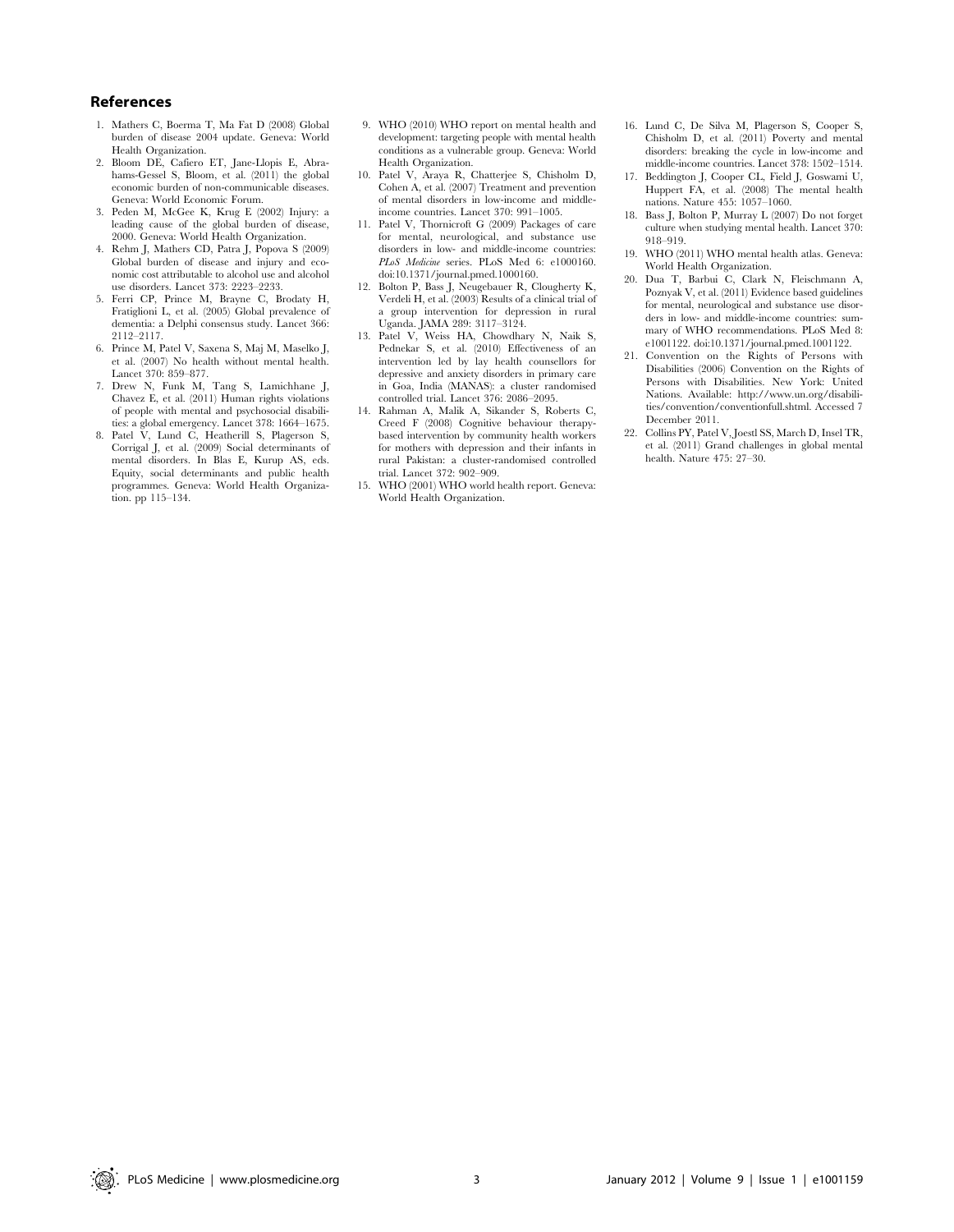## References

1. Mathers C, Boerma T, Ma Fat D (2008) Global burden of disease 2004 update. Geneva: World Health Organization.
2. Bloom DE, Cafiero ET, Jane-Llopis E, Abrahams-Gessel S, Bloom, et al. (2011) the global economic burden of non-communicable diseases. Geneva: World Economic Forum.
3. Peden M, McGee K, Krug E (2002) Injury: a leading cause of the global burden of disease, 2000. Geneva: World Health Organization.
4. Rehm J, Mathers CD, Patra J, Popova S (2009) Global burden of disease and injury and economic cost attributable to alcohol use and alcohol use disorders. Lancet 373: 2223–2233.
5. Ferri CP, Prince M, Brayne C, Brodaty H, Fratiglioni L, et al. (2005) Global prevalence of dementia: a Delphi consensus study. Lancet 366: 2112–2117.
6. Prince M, Patel V, Saxena S, Maj M, Maselko J, et al. (2007) No health without mental health. Lancet 370: 859–877.
7. Drew N, Funk M, Tang S, Lamichhane J, Chavez E, et al. (2011) Human rights violations of people with mental and psychosocial disabilities: a global emergency. Lancet 378: 1664–1675.
8. Patel V, Lund C, Heatherill S, Plagerson S, Corrigal J, et al. (2009) Social determinants of mental disorders. In Blas E, Kurup AS, eds. Equity, social determinants and public health programmes. Geneva: World Health Organization. pp 115–134.
9. WHO (2010) WHO report on mental health and development: targeting people with mental health conditions as a vulnerable group. Geneva: World Health Organization.
10. Patel V, Araya R, Chatterjee S, Chisholm D, Cohen A, et al. (2007) Treatment and prevention of mental disorders in low-income and middle-income countries. Lancet 370: 991–1005.
11. Patel V, Thornicroft G (2009) Packages of care for mental, neurological, and substance use disorders in low- and middle-income countries: *PLoS Medicine* series. PLoS Med 6: e1000160. doi:10.1371/journal.pmed.1000160.
12. Bolton P, Bass J, Neugebauer R, Clougherty K, Verdeli H, et al. (2003) Results of a clinical trial of a group intervention for depression in rural Uganda. JAMA 289: 3117–3124.
13. Patel V, Weiss HA, Chowdhary N, Naik S, Pednekar S, et al. (2010) Effectiveness of an intervention led by lay health counsellors for depressive and anxiety disorders in primary care in Goa, India (MANAS): a cluster randomised controlled trial. Lancet 376: 2086–2095.
14. Rahman A, Malik A, Sikander S, Roberts C, Creed F (2008) Cognitive behaviour therapy-based intervention by community health workers for mothers with depression and their infants in rural Pakistan: a cluster-randomised controlled trial. Lancet 372: 902–909.
15. WHO (2001) WHO world health report. Geneva: World Health Organization.
16. Lund C, De Silva M, Plagerson S, Cooper S, Chisholm D, et al. (2011) Poverty and mental disorders: breaking the cycle in low-income and middle-income countries. Lancet 378: 1502–1514.
17. Beddington J, Cooper CL, Field J, Goswami U, Huppert FA, et al. (2008) The mental health nations. Nature 455: 1057–1060.
18. Bass J, Bolton P, Murray L (2007) Do not forget culture when studying mental health. Lancet 370: 918–919.
19. WHO (2011) WHO mental health atlas. Geneva: World Health Organization.
20. Dua T, Barbui C, Clark N, Fleischmann A, Poznyak V, et al. (2011) Evidence based guidelines for mental, neurological and substance use disorders in low- and middle-income countries: summary of WHO recommendations. PLoS Med 8: e1001122. doi:10.1371/journal.pmed.1001122.
21. Convention on the Rights of Persons with Disabilities (2006) Convention on the Rights of Persons with Disabilities. New York: United Nations. Available: http://www.un.org/disabilities/convention/conventionfull.shtml. Accessed 7 December 2011.
22. Collins PY, Patel V, Joestl SS, March D, Insel TR, et al. (2011) Grand challenges in global mental health. Nature 475: 27–30.